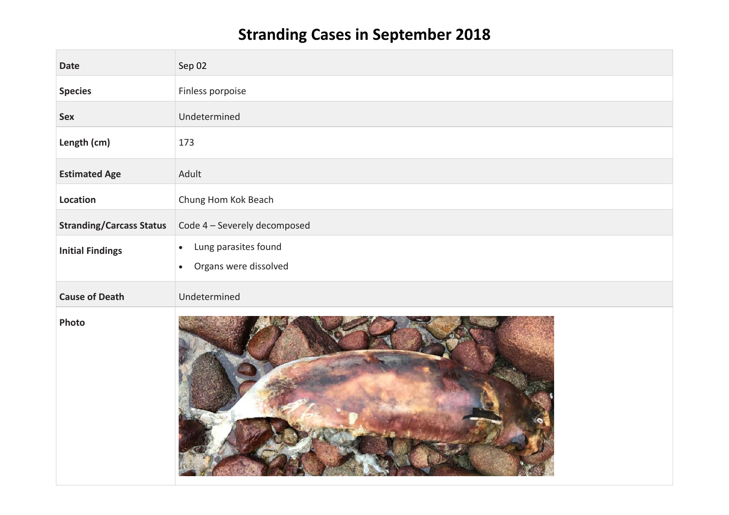# Stranding Cases in September 2018

| Date | Sep 02 |
|---|---|
| Species | Finless porpoise |
| Sex | Undetermined |
| Length (cm) | 173 |
| Estimated Age | Adult |
| Location | Chung Hom Kok Beach |
| Stranding/Carcass Status | Code 4 – Severely decomposed |
| Initial Findings | • Lung parasites found<br>• Organs were dissolved |
| Cause of Death | Undetermined |
| Photo | |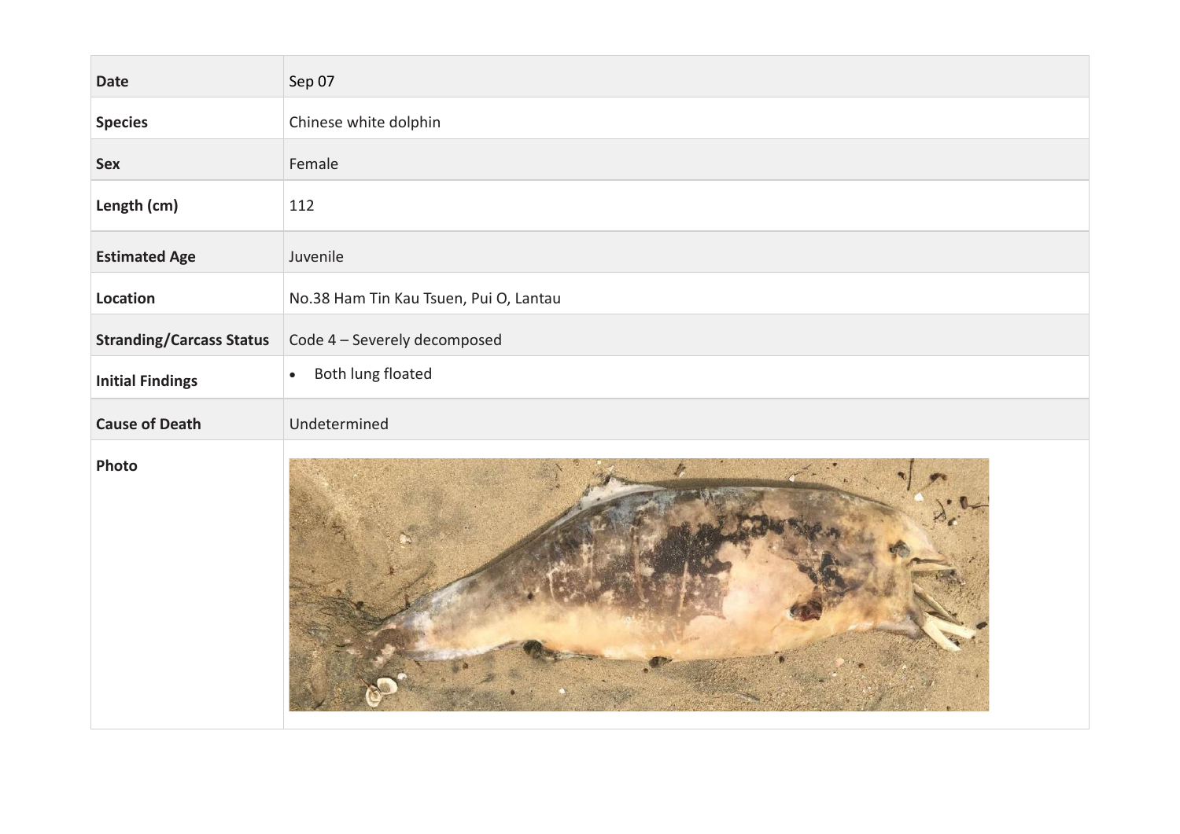| Date | Sep 07 |
|---|---|
| Species | Chinese white dolphin |
| Sex | Female |
| Length (cm) | 112 |
| Estimated Age | Juvenile |
| Location | No.38 Ham Tin Kau Tsuen, Pui O, Lantau |
| Stranding/Carcass Status | Code 4 – Severely decomposed |
| Initial Findings | • Both lung floated |
| Cause of Death | Undetermined |
| Photo | |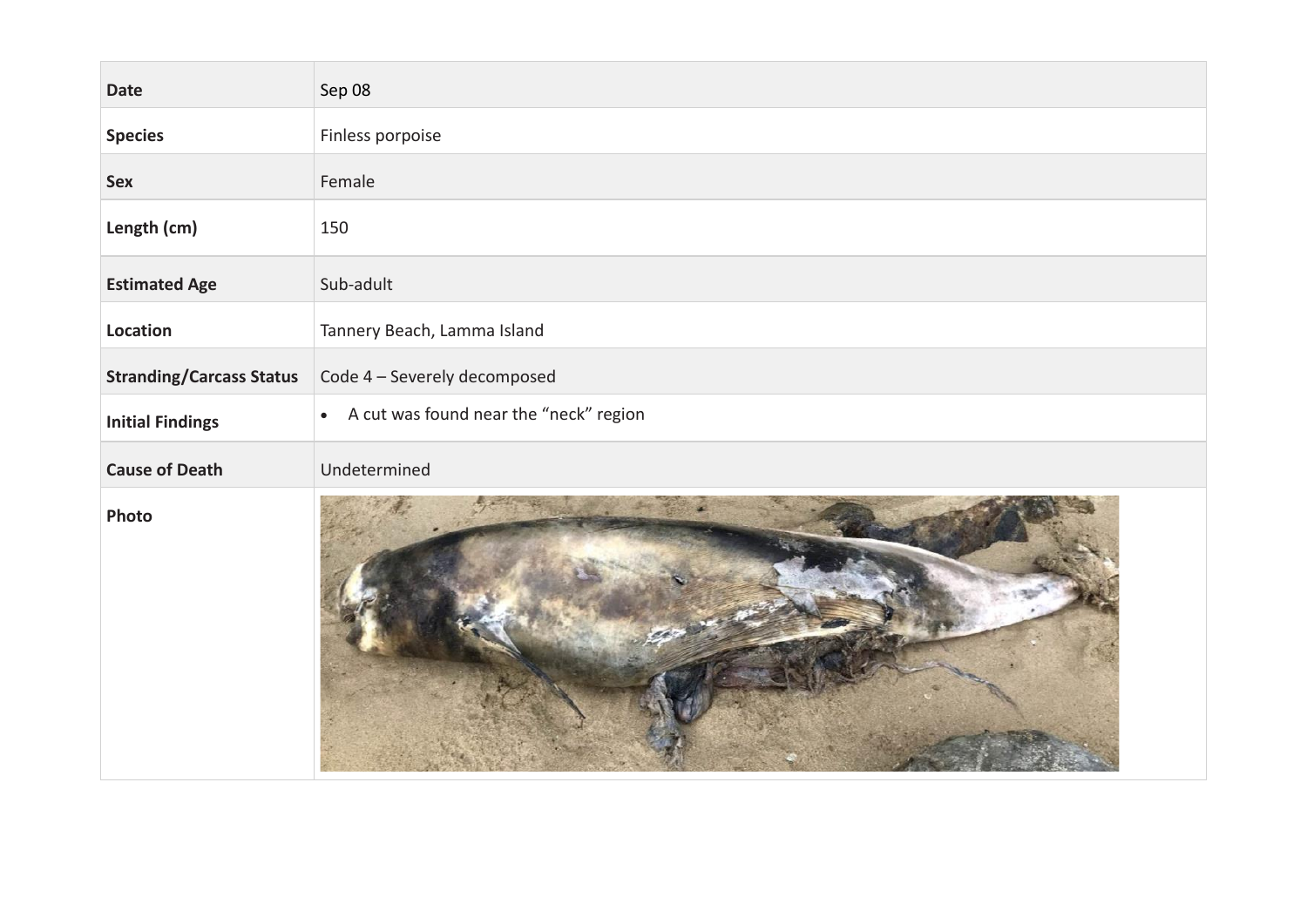| Date | Sep 08 |
|---|---|
| Species | Finless porpoise |
| Sex | Female |
| Length (cm) | 150 |
| Estimated Age | Sub-adult |
| Location | Tannery Beach, Lamma Island |
| Stranding/Carcass Status | Code 4 – Severely decomposed |
| Initial Findings | • A cut was found near the "neck" region |
| Cause of Death | Undetermined |
| Photo | |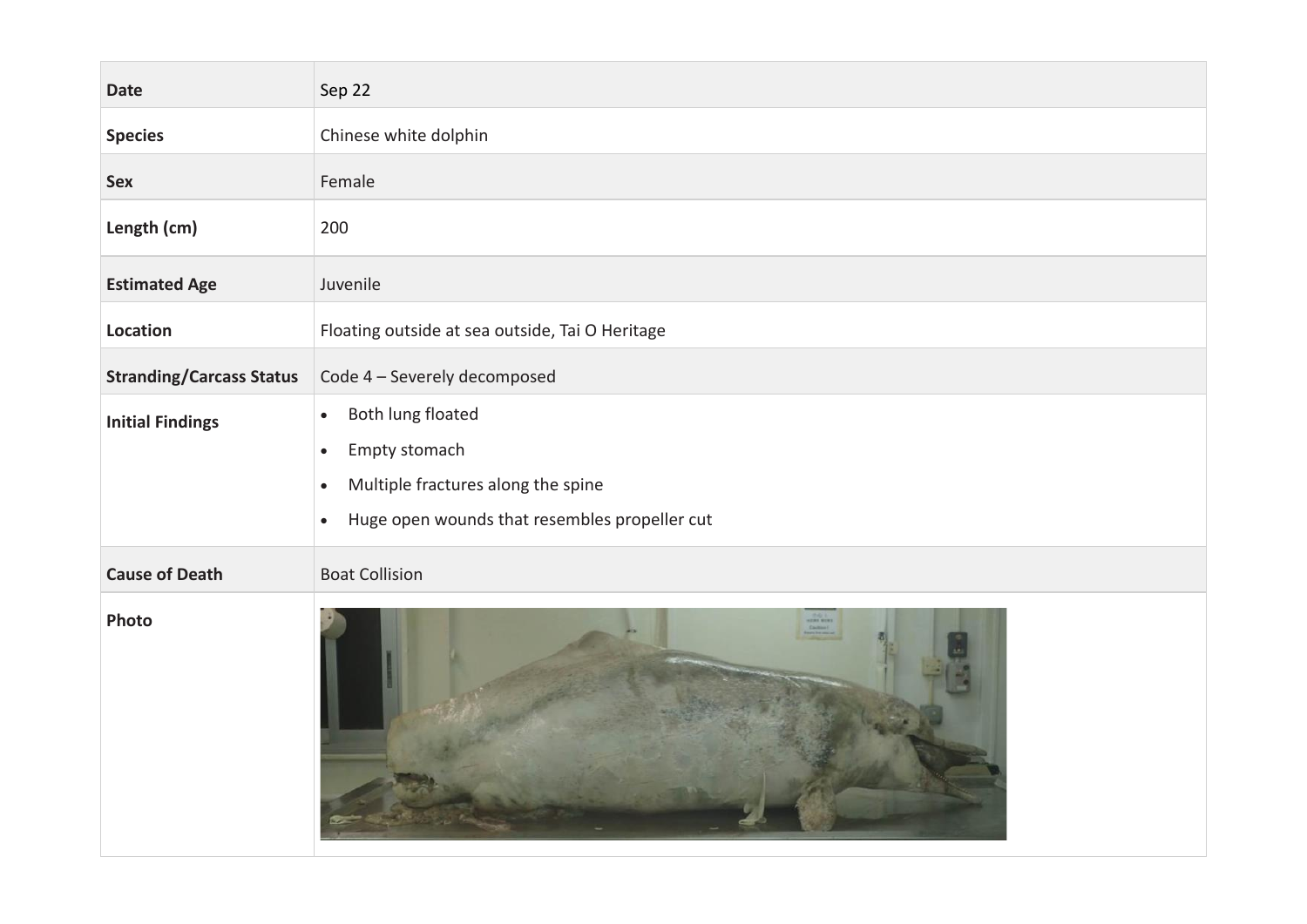| Date | Sep 22 |
| --- | --- |
| Species | Chinese white dolphin |
| Sex | Female |
| Length (cm) | 200 |
| Estimated Age | Juvenile |
| Location | Floating outside at sea outside, Tai O Heritage |
| Stranding/Carcass Status | Code 4 – Severely decomposed |
| Initial Findings | • Both lung floated<br>• Empty stomach<br>• Multiple fractures along the spine<br>• Huge open wounds that resembles propeller cut |
| Cause of Death | Boat Collision |
| Photo | |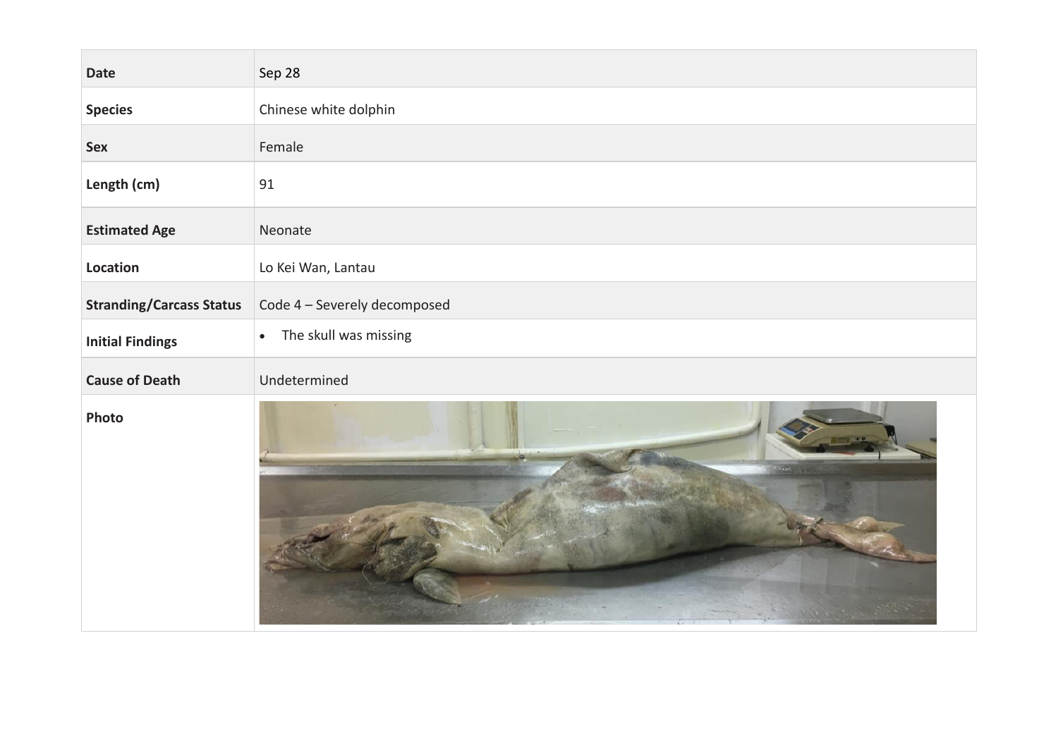| | |
|---|---|
| **Date** | Sep 28 |
| **Species** | Chinese white dolphin |
| **Sex** | Female |
| **Length (cm)** | 91 |
| **Estimated Age** | Neonate |
| **Location** | Lo Kei Wan, Lantau |
| **Stranding/Carcass Status** | Code 4 – Severely decomposed |
| **Initial Findings** | • The skull was missing |
| **Cause of Death** | Undetermined |
| **Photo** | |